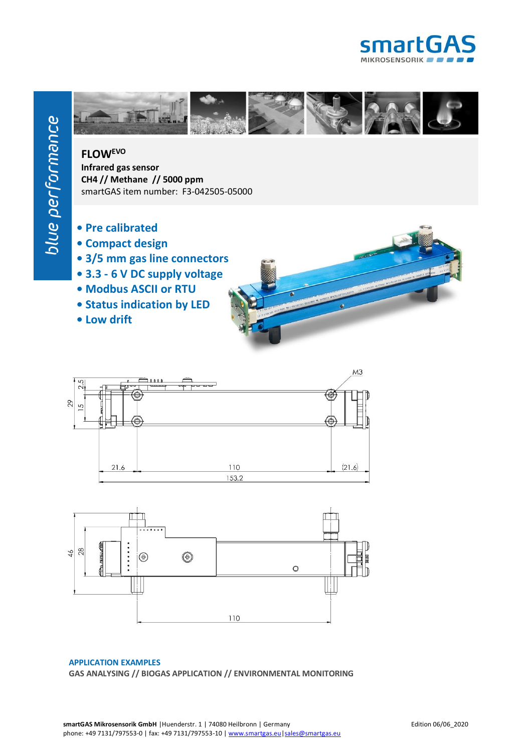*blue performance*

# FLOW[EVO]

**Infrared gas sensor**

**$CH_4$ // Methane // 5000 ppm**

smartGAS item number: F3-042505-05000

- **Pre calibrated**
- **Compact design**
- **3/5 mm gas line connectors**
- **3.3 - 6 V DC supply voltage**
- **Modbus ASCII or RTU**
- **Status indication by LED**
- **Low drift**

**APPLICATION EXAMPLES**

**GAS ANALYSING // BIOGAS APPLICATION // ENVIRONMENTAL MONITORING**

**smartGAS Mikrosensorik GmbH** | Huenderstr. 1 | 74080 Heilbronn | Germany
phone: +49 7131/797553-0 | fax: +49 7131/797553-10 | www.smartgas.eu | sales@smartgas.eu

Edition 06/06_2020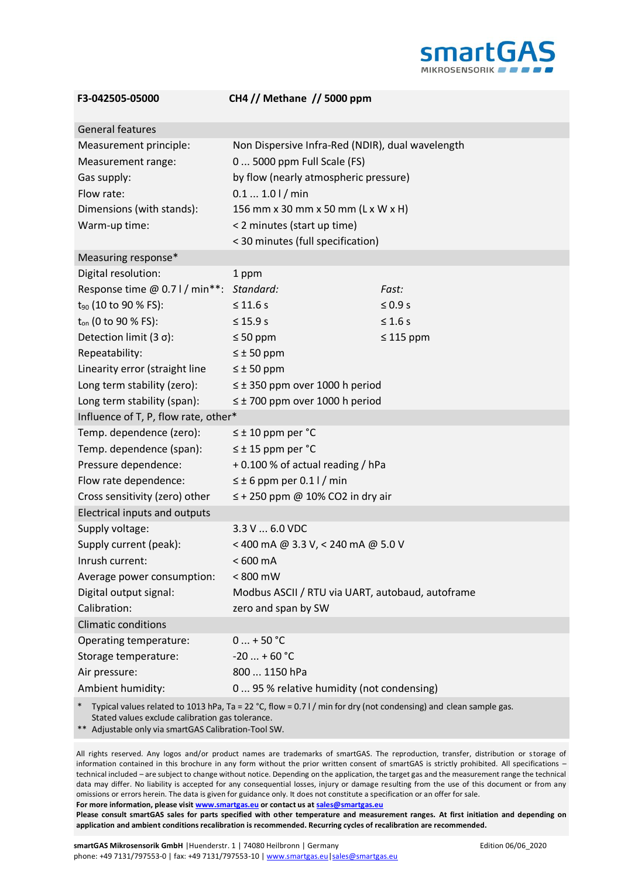smartGAS MIKROSENSORIK

| F3-042505-05000 | CH4 // Methane // 5000 ppm | |
|---|---|---|
| **General features** | | |
| Measurement principle: | Non Dispersive Infra-Red (NDIR), dual wavelength | |
| Measurement range: | 0 ... 5000 ppm Full Scale (FS) | |
| Gas supply: | by flow (nearly atmospheric pressure) | |
| Flow rate: | 0.1 ... 1.0 l / min | |
| Dimensions (with stands): | 156 mm x 30 mm x 50 mm (L x W x H) | |
| Warm-up time: | < 2 minutes (start up time) | |
| | < 30 minutes (full specification) | |
| **Measuring response*** | | |
| Digital resolution: | 1 ppm | |
| Response time @ 0.7 l / min**: | *Standard:* | *Fast:* |
| $t_{90}$ (10 to 90 % FS): | ≤ 11.6 s | ≤ 0.9 s |
| $t_{on}$ (0 to 90 % FS): | ≤ 15.9 s | ≤ 1.6 s |
| Detection limit (3 σ): | ≤ 50 ppm | ≤ 115 ppm |
| Repeatability: | ≤ ± 50 ppm | |
| Linearity error (straight line | ≤ ± 50 ppm | |
| Long term stability (zero): | ≤ ± 350 ppm over 1000 h period | |
| Long term stability (span): | ≤ ± 700 ppm over 1000 h period | |
| **Influence of T, P, flow rate, other*** | | |
| Temp. dependence (zero): | ≤ ± 10 ppm per °C | |
| Temp. dependence (span): | ≤ ± 15 ppm per °C | |
| Pressure dependence: | + 0.100 % of actual reading / hPa | |
| Flow rate dependence: | ≤ ± 6 ppm per 0.1 l / min | |
| Cross sensitivity (zero) other | ≤ + 250 ppm @ 10% CO2 in dry air | |
| **Electrical inputs and outputs** | | |
| Supply voltage: | 3.3 V ... 6.0 VDC | |
| Supply current (peak): | < 400 mA @ 3.3 V, < 240 mA @ 5.0 V | |
| Inrush current: | < 600 mA | |
| Average power consumption: | < 800 mW | |
| Digital output signal: | Modbus ASCII / RTU via UART, autobaud, autoframe | |
| Calibration: | zero and span by SW | |
| **Climatic conditions** | | |
| Operating temperature: | 0 ... + 50 °C | |
| Storage temperature: | -20 ... + 60 °C | |
| Air pressure: | 800 ... 1150 hPa | |
| Ambient humidity: | 0 ... 95 % relative humidity (not condensing) | |

\* Typical values related to 1013 hPa, Ta = 22 °C, flow = 0.7 l / min for dry (not condensing) and clean sample gas. Stated values exclude calibration gas tolerance.

** Adjustable only via smartGAS Calibration-Tool SW.

All rights reserved. Any logos and/or product names are trademarks of smartGAS. The reproduction, transfer, distribution or storage of information contained in this brochure in any form without the prior written consent of smartGAS is strictly prohibited. All specifications – technical included – are subject to change without notice. Depending on the application, the target gas and the measurement range the technical data may differ. No liability is accepted for any consequential losses, injury or damage resulting from the use of this document or from any omissions or errors herein. The data is given for guidance only. It does not constitute a specification or an offer for sale.

**For more information, please visit www.smartgas.eu or contact us at sales@smartgas.eu**

**Please consult smartGAS sales for parts specified with other temperature and measurement ranges. At first initiation and depending on application and ambient conditions recalibration is recommended. Recurring cycles of recalibration are recommended.**

**smartGAS Mikrosensorik GmbH** | Huenderstr. 1 | 74080 Heilbronn | Germany — Edition 06/06_2020

phone: +49 7131/797553-0 | fax: +49 7131/797553-10 | www.smartgas.eu | sales@smartgas.eu